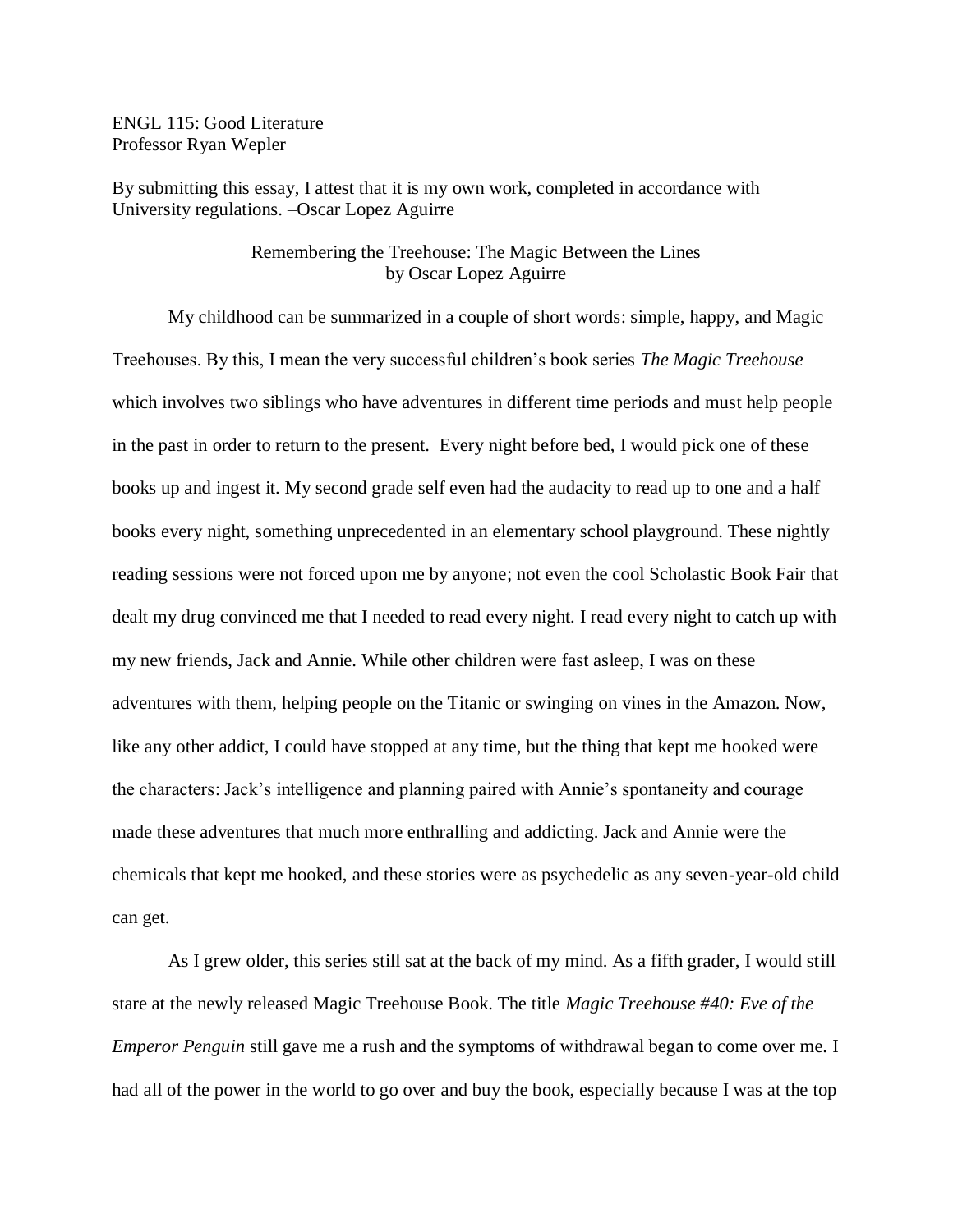ENGL 115: Good Literature
Professor Ryan Wepler

By submitting this essay, I attest that it is my own work, completed in accordance with University regulations. –Oscar Lopez Aguirre

# Remembering the Treehouse: The Magic Between the Lines
by Oscar Lopez Aguirre

My childhood can be summarized in a couple of short words: simple, happy, and Magic Treehouses. By this, I mean the very successful children's book series *The Magic Treehouse* which involves two siblings who have adventures in different time periods and must help people in the past in order to return to the present. Every night before bed, I would pick one of these books up and ingest it. My second grade self even had the audacity to read up to one and a half books every night, something unprecedented in an elementary school playground. These nightly reading sessions were not forced upon me by anyone; not even the cool Scholastic Book Fair that dealt my drug convinced me that I needed to read every night. I read every night to catch up with my new friends, Jack and Annie. While other children were fast asleep, I was on these adventures with them, helping people on the Titanic or swinging on vines in the Amazon. Now, like any other addict, I could have stopped at any time, but the thing that kept me hooked were the characters: Jack's intelligence and planning paired with Annie's spontaneity and courage made these adventures that much more enthralling and addicting. Jack and Annie were the chemicals that kept me hooked, and these stories were as psychedelic as any seven-year-old child can get.

As I grew older, this series still sat at the back of my mind. As a fifth grader, I would still stare at the newly released Magic Treehouse Book. The title *Magic Treehouse #40: Eve of the Emperor Penguin* still gave me a rush and the symptoms of withdrawal began to come over me. I had all of the power in the world to go over and buy the book, especially because I was at the top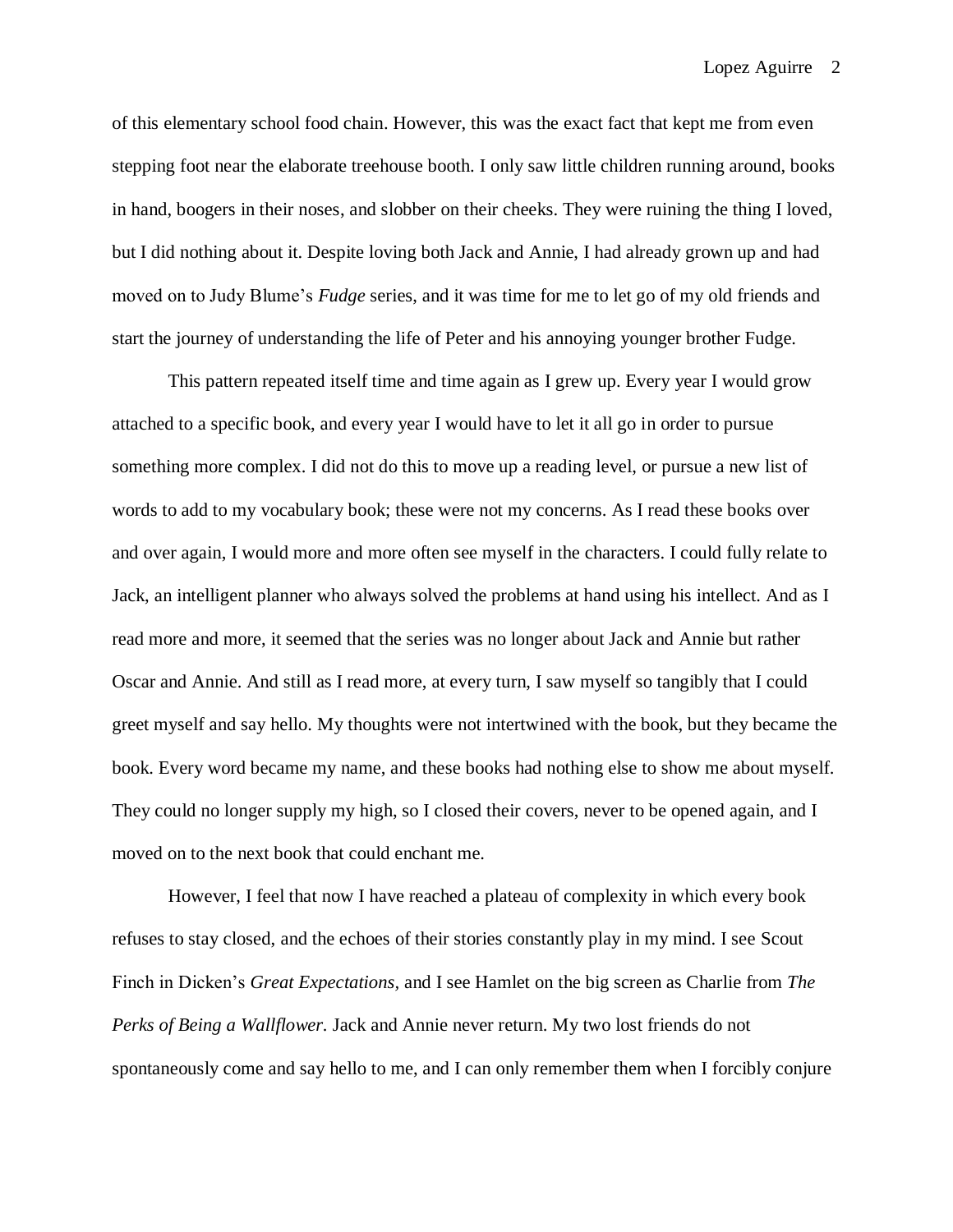of this elementary school food chain. However, this was the exact fact that kept me from even stepping foot near the elaborate treehouse booth. I only saw little children running around, books in hand, boogers in their noses, and slobber on their cheeks. They were ruining the thing I loved, but I did nothing about it. Despite loving both Jack and Annie, I had already grown up and had moved on to Judy Blume's *Fudge* series, and it was time for me to let go of my old friends and start the journey of understanding the life of Peter and his annoying younger brother Fudge.

This pattern repeated itself time and time again as I grew up. Every year I would grow attached to a specific book, and every year I would have to let it all go in order to pursue something more complex. I did not do this to move up a reading level, or pursue a new list of words to add to my vocabulary book; these were not my concerns. As I read these books over and over again, I would more and more often see myself in the characters. I could fully relate to Jack, an intelligent planner who always solved the problems at hand using his intellect. And as I read more and more, it seemed that the series was no longer about Jack and Annie but rather Oscar and Annie. And still as I read more, at every turn, I saw myself so tangibly that I could greet myself and say hello. My thoughts were not intertwined with the book, but they became the book. Every word became my name, and these books had nothing else to show me about myself. They could no longer supply my high, so I closed their covers, never to be opened again, and I moved on to the next book that could enchant me.

However, I feel that now I have reached a plateau of complexity in which every book refuses to stay closed, and the echoes of their stories constantly play in my mind. I see Scout Finch in Dicken's *Great Expectations,* and I see Hamlet on the big screen as Charlie from *The Perks of Being a Wallflower.* Jack and Annie never return. My two lost friends do not spontaneously come and say hello to me, and I can only remember them when I forcibly conjure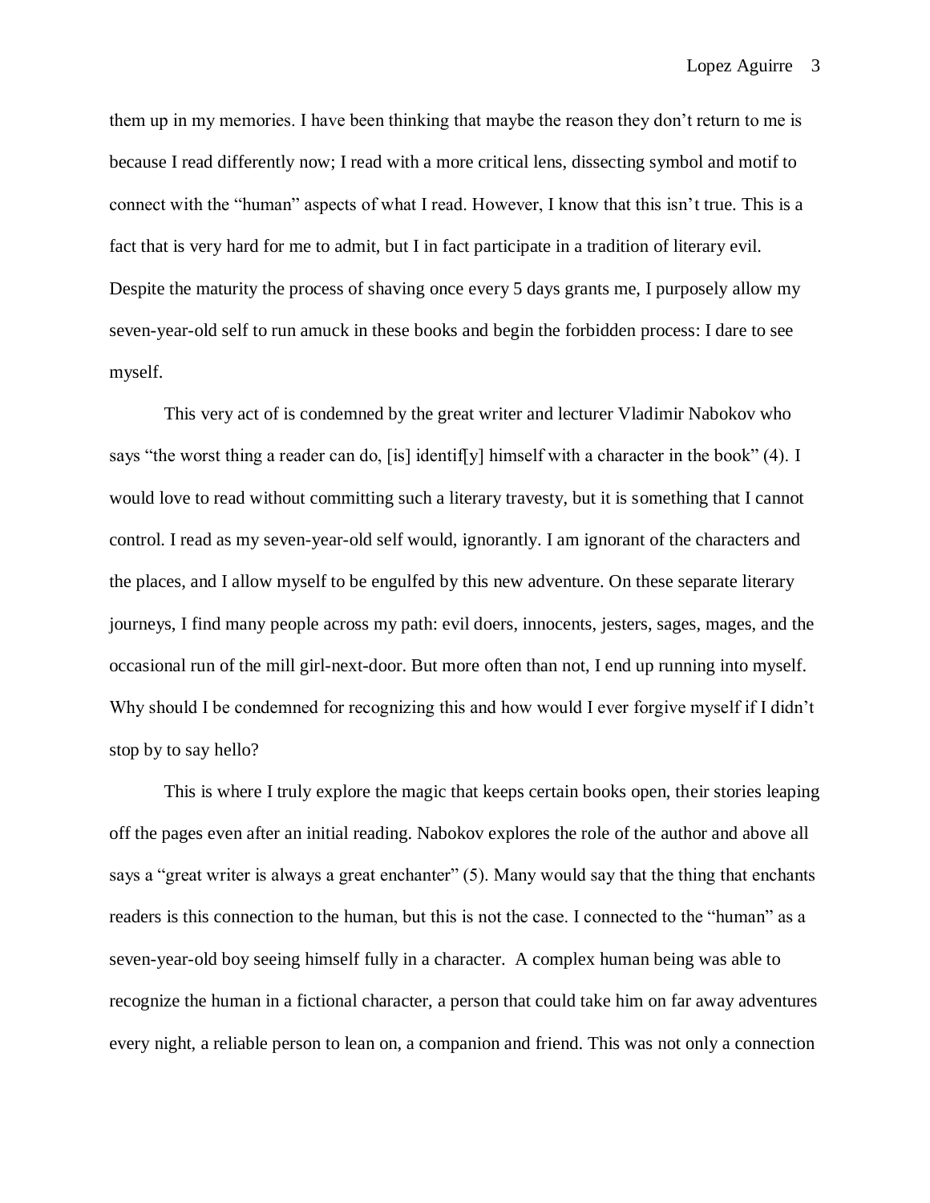them up in my memories. I have been thinking that maybe the reason they don't return to me is because I read differently now; I read with a more critical lens, dissecting symbol and motif to connect with the "human" aspects of what I read. However, I know that this isn't true. This is a fact that is very hard for me to admit, but I in fact participate in a tradition of literary evil. Despite the maturity the process of shaving once every 5 days grants me, I purposely allow my seven-year-old self to run amuck in these books and begin the forbidden process: I dare to see myself.

This very act of is condemned by the great writer and lecturer Vladimir Nabokov who says "the worst thing a reader can do, [is] identif[y] himself with a character in the book" (4). I would love to read without committing such a literary travesty, but it is something that I cannot control. I read as my seven-year-old self would, ignorantly. I am ignorant of the characters and the places, and I allow myself to be engulfed by this new adventure. On these separate literary journeys, I find many people across my path: evil doers, innocents, jesters, sages, mages, and the occasional run of the mill girl-next-door. But more often than not, I end up running into myself. Why should I be condemned for recognizing this and how would I ever forgive myself if I didn't stop by to say hello?

This is where I truly explore the magic that keeps certain books open, their stories leaping off the pages even after an initial reading. Nabokov explores the role of the author and above all says a "great writer is always a great enchanter" (5). Many would say that the thing that enchants readers is this connection to the human, but this is not the case. I connected to the "human" as a seven-year-old boy seeing himself fully in a character. A complex human being was able to recognize the human in a fictional character, a person that could take him on far away adventures every night, a reliable person to lean on, a companion and friend. This was not only a connection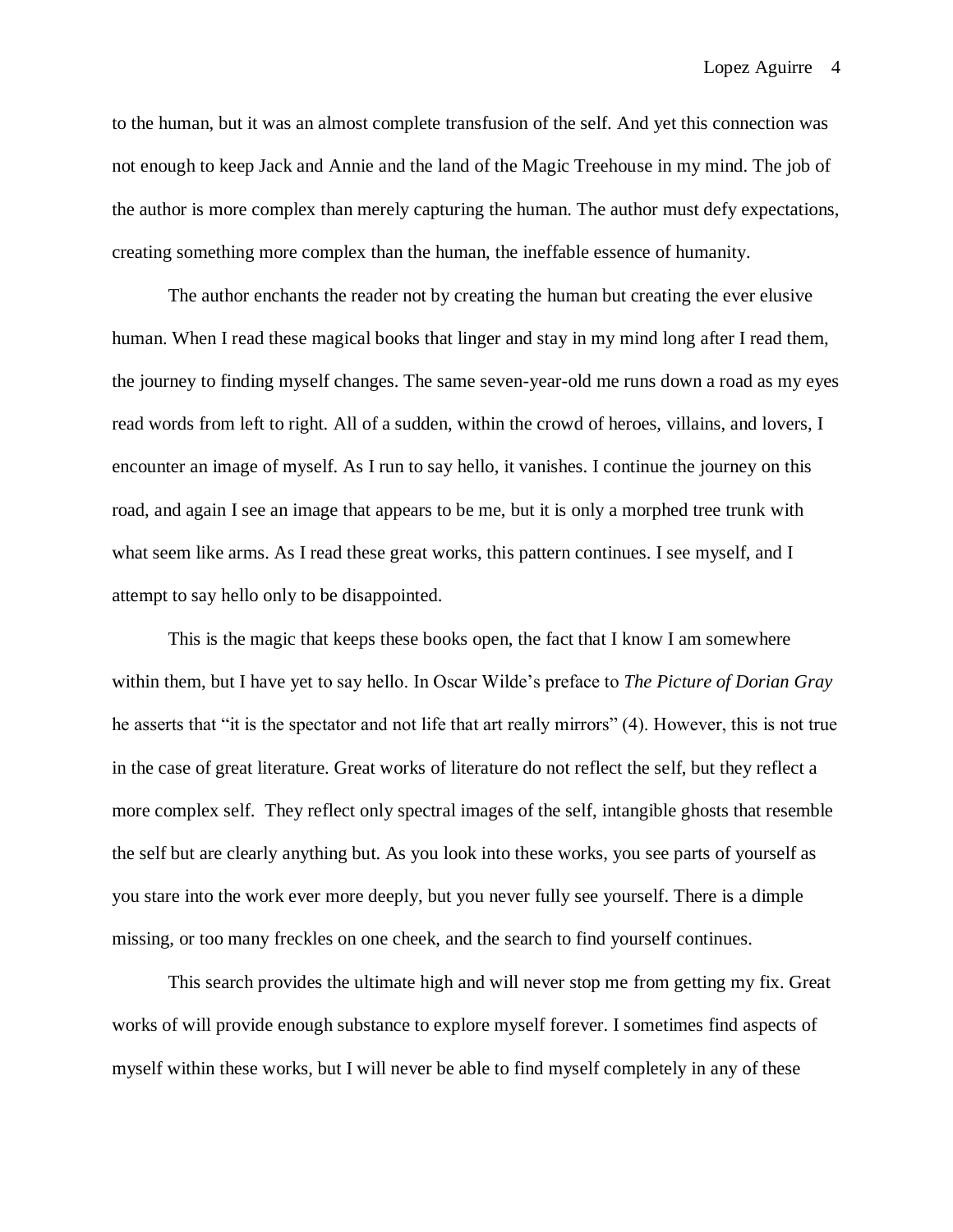to the human, but it was an almost complete transfusion of the self. And yet this connection was not enough to keep Jack and Annie and the land of the Magic Treehouse in my mind. The job of the author is more complex than merely capturing the human. The author must defy expectations, creating something more complex than the human, the ineffable essence of humanity.

The author enchants the reader not by creating the human but creating the ever elusive human. When I read these magical books that linger and stay in my mind long after I read them, the journey to finding myself changes. The same seven-year-old me runs down a road as my eyes read words from left to right. All of a sudden, within the crowd of heroes, villains, and lovers, I encounter an image of myself. As I run to say hello, it vanishes. I continue the journey on this road, and again I see an image that appears to be me, but it is only a morphed tree trunk with what seem like arms. As I read these great works, this pattern continues. I see myself, and I attempt to say hello only to be disappointed.

This is the magic that keeps these books open, the fact that I know I am somewhere within them, but I have yet to say hello. In Oscar Wilde's preface to *The Picture of Dorian Gray* he asserts that "it is the spectator and not life that art really mirrors" (4). However, this is not true in the case of great literature. Great works of literature do not reflect the self, but they reflect a more complex self. They reflect only spectral images of the self, intangible ghosts that resemble the self but are clearly anything but. As you look into these works, you see parts of yourself as you stare into the work ever more deeply, but you never fully see yourself. There is a dimple missing, or too many freckles on one cheek, and the search to find yourself continues.

This search provides the ultimate high and will never stop me from getting my fix. Great works of will provide enough substance to explore myself forever. I sometimes find aspects of myself within these works, but I will never be able to find myself completely in any of these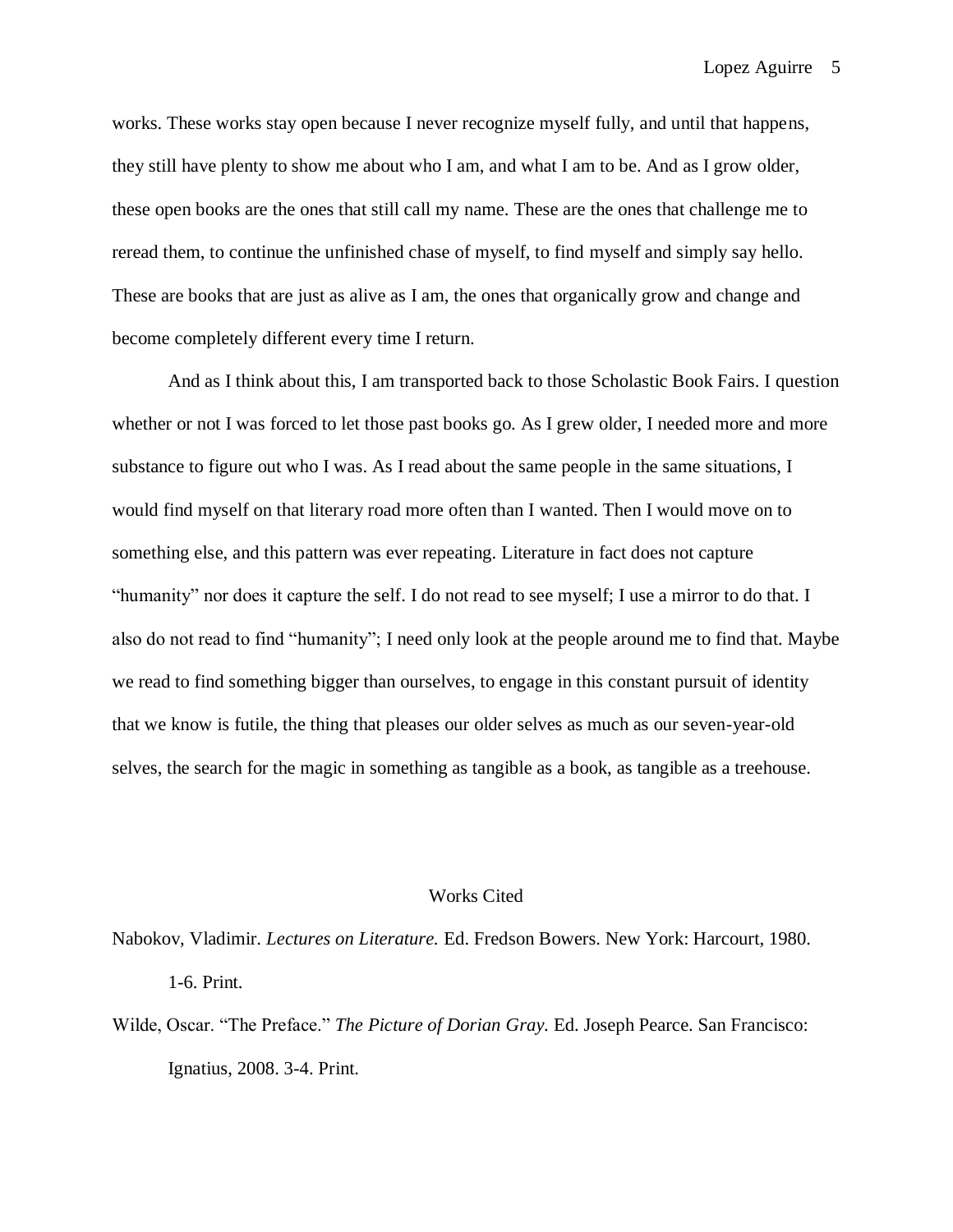works. These works stay open because I never recognize myself fully, and until that happens, they still have plenty to show me about who I am, and what I am to be. And as I grow older, these open books are the ones that still call my name. These are the ones that challenge me to reread them, to continue the unfinished chase of myself, to find myself and simply say hello. These are books that are just as alive as I am, the ones that organically grow and change and become completely different every time I return.

And as I think about this, I am transported back to those Scholastic Book Fairs. I question whether or not I was forced to let those past books go. As I grew older, I needed more and more substance to figure out who I was. As I read about the same people in the same situations, I would find myself on that literary road more often than I wanted. Then I would move on to something else, and this pattern was ever repeating. Literature in fact does not capture "humanity" nor does it capture the self. I do not read to see myself; I use a mirror to do that. I also do not read to find "humanity"; I need only look at the people around me to find that. Maybe we read to find something bigger than ourselves, to engage in this constant pursuit of identity that we know is futile, the thing that pleases our older selves as much as our seven-year-old selves, the search for the magic in something as tangible as a book, as tangible as a treehouse.

## Works Cited

Nabokov, Vladimir. *Lectures on Literature.* Ed. Fredson Bowers. New York: Harcourt, 1980. 1-6. Print.

Wilde, Oscar. "The Preface." *The Picture of Dorian Gray.* Ed. Joseph Pearce. San Francisco: Ignatius, 2008. 3-4. Print.